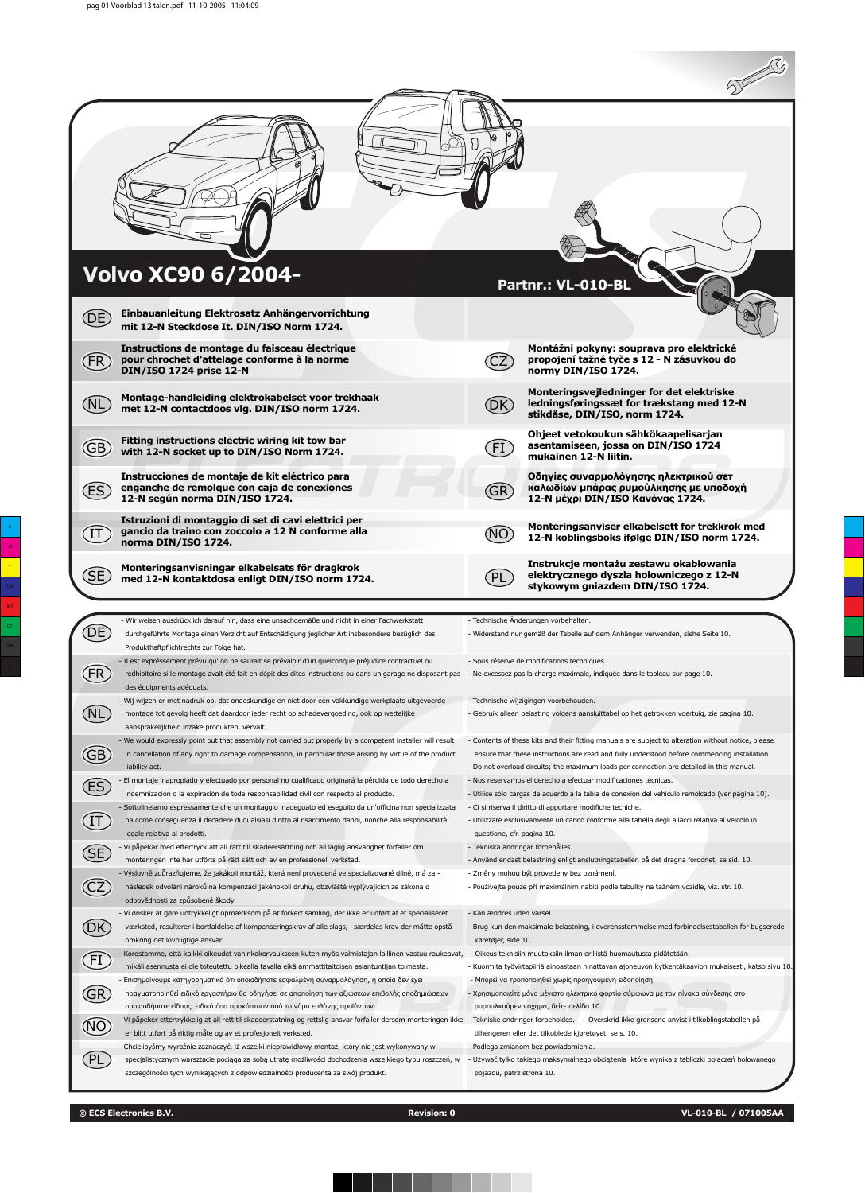# Volvo XC90 6/2004-

**Partnr.: VL-010-BL**

**DE** — **Einbauanleitung Elektrosatz Anhängervorrichtung mit 12-N Steckdose lt. DIN/ISO Norm 1724.**

**FR** — **Instructions de montage du faisceau électrique pour chrochet d'attelage conforme à la norme DIN/ISO 1724 prise 12-N**

**NL** — **Montage-handleiding elektrokabelset voor trekhaak met 12-N contactdoos vlg. DIN/ISO norm 1724.**

**GB** — **Fitting instructions electric wiring kit tow bar with 12-N socket up to DIN/ISO Norm 1724.**

**ES** — **Instrucciones de montaje de kit eléctrico para enganche de remolque con caja de conexiones 12-N según norma DIN/ISO 1724.**

**IT** — **Istruzioni di montaggio di set di cavi elettrici per gancio da traino con zoccolo a 12 N conforme alla norma DIN/ISO 1724.**

**SE** — **Monteringsanvisningar elkabelsats för dragkrok med 12-N kontaktdosa enligt DIN/ISO norm 1724.**

**CZ** — **Montážní pokyny: souprava pro elektrické propojení tažné tyče s 12 - N zásuvkou do normy DIN/ISO 1724.**

**DK** — **Monteringsvejledninger for det elektriske ledningsføringssæt for trækstang med 12-N stikdåse, DIN/ISO, norm 1724.**

**FI** — **Ohjeet vetokoukun sähkökaapelisarjan asentamiseen, jossa on DIN/ISO 1724 mukainen 12-N liitin.**

**GR** — **Οδηγίες συναρμολόγησης ηλεκτρικού σετ καλωδίων μπάρας ρυμούλκησης με υποδοχή 12-N μέχρι DIN/ISO Κανόνας 1724.**

**NO** — **Monteringsanviser elkabelsett for trekkrok med 12-N koblingsboks ifølge DIN/ISO norm 1724.**

**PL** — **Instrukcje montażu zestawu okablowania elektrycznego dyszla holowniczego z 12-N stykowym gniazdem DIN/ISO 1724.**

---

**DE**
- Wir weisen ausdrücklich darauf hin, dass eine unsachgemäße und nicht in einer Fachwerkstatt durchgeführte Montage einen Verzicht auf Entschädigung jeglicher Art insbesondere bezüglich des Produkthaftpflichtrechts zur Folge hat.
- Technische Änderungen vorbehalten.
- Widerstand nur gemäß der Tabelle auf dem Anhänger verwenden, siehe Seite 10.

**FR**
- Il est expréssement prévu qu' on ne saurait se prévaloir d'un quelconque préjudice contractuel ou rédhibitoire si le montage avait été fait en dépit des dites instructions ou dans un garage ne disposant pas des équipments adéquats.
- Sous réserve de modifications techniques.
- Ne excessez pas la charge maximale, indiquée dans le tableau sur page 10.

**NL**
- Wij wijzen er met nadruk op, dat ondeskundige en niet door een vakkundige werkplaats uitgevoerde montage tot gevolg heeft dat daardoor ieder recht op schadevergoeding, ook op wettelijke aansprakelijkheid inzake produkten, vervalt.
- Technische wijzigingen voorbehouden.
- Gebruik alleen belasting volgens aansluittabel op het getrokken voertuig, zie pagina 10.

**GB**
- We would expressly point out that assembly not carried out properly by a competent installer will result in cancellation of any right to damage compensation, in particular those arising by virtue of the product liability act.
- Contents of these kits and their fitting manuals are subject to alteration without notice, please ensure that these instructions are read and fully understood before commencing installation.
- Do not overload circuits; the maximum loads per connection are detailed in this manual.

**ES**
- El montaje inapropiado y efectuado por personal no cualificado originará la pérdida de todo derecho a indemnización o la expiración de toda responsabilidad civil con respecto al producto.
- Nos reservamos el derecho a efectuar modificaciones técnicas.
- Utilice sólo cargas de acuerdo a la tabla de conexión del vehículo remolcado (ver página 10).

**IT**
- Sottolineiamo espressamente che un montaggio inadeguato ed eseguito da un'officina non specializzata ha come conseguenza il decadere di qualsiasi diritto al risarcimento danni, nonché alla responsabilità legale relativa ai prodotti.
- Ci si riserva il diritto di apportare modifiche tecniche.
- Utilizzare esclusivamente un carico conforme alla tabella degli allacci relativa al veicolo in questione, cfr. pagina 10.

**SE**
- Vi påpekar med eftertryck att all rätt till skadeersättning och all laglig ansvarighet förfaller om monteringen inte har utförts på rätt sätt och av en professionell verkstad.
- Tekniska ändringar förbehålles.
- Använd endast belastning enligt anslutningstabellen på det dragna fordonet, se sid. 10.

**CZ**
- Výslovně zdůrazňujeme, že jakákoli montáž, která není provedená ve specializované dílně, má za - následek odvolání nároků na kompenzaci jakéhokoli druhu, obzvláště vyplývajících ze zákona o odpovědnosti za způsobené škody.
- Změny mohou být provedeny bez oznámení.
- Používejte pouze při maximálním nabití podle tabulky na tažném vozidle, viz. str. 10.

**DK**
- Vi ønsker at gøre udtrykkeligt opmærksom på at forkert samling, der ikke er udført af et specialiseret værksted, resulterer i bortfaldelse af kompenseringskrav af alle slags, i særdeles krav der måtte opstå omkring det lovpligtige ansvar.
- Kan ændres uden varsel.
- Brug kun den maksimale belastning, i overensstemmelse med forbindelsestabellen for bugserede køretøjer, side 10.

**FI**
- Korostamme, että kaikki oikeudet vahinkokorvaukseen kuten myös valmistajan laillinen vastuu raukeavat, mikäli asennusta ei ole toteutettu oikealla tavalla eikä ammattitaitoisen asiantuntijan toimesta.
- Oikeus teknisiin muutoksiin ilman erillistä huomautusta pidätetään.
- Kuormita työvirtapiiriä ainoastaan hinattavan ajoneuvon kytkentäkaavion mukaisesti, katso sivu 10.

**GR**
- Επισημαίνουμε κατηγορηματικά ότι οποιαδήποτε εσφαλμένη συναρμολόγηση, η οποία δεν έχει πραγματοποιηθεί ειδικό εργαστήριο θα οδηγήσει σε αποποίηση των αξιώσεων επιβολής αποζημιώσεων οποιουδήποτε είδους, ειδικά όσα προκύπτουν από το νόμο ευθύνης προϊόντων.
- Μπορεί να τροποποιηθεί χωρίς προηγούμενη ειδοποίηση.
- Χρησιμοποιείτε μόνο μέγιστο ηλεκτρικό φορτίο σύμφωνα με τον πίνακα σύνδεσης στο ρυμουλκούμενο όχημα, δείτε σελίδα 10.

**NO**
- Vi påpeker ettertrykkelig at all rett til skadeerstatning og rettslig ansvar forfaller dersom monteringen ikke er blitt utført på riktig måte og av et profesjonelt verksted.
- Tekniske endringer forbeholdes.
- Overskrid ikke grensene anvist i tilkoblingstabellen på tilhengeren eller det tilkoblede kjøretøyet, se s. 10.

**PL**
- Chcielibyśmy wyraźnie zaznaczyć, iż wszelki nieprawidłowy montaż, który nie jest wykonywany w specjalistycznym warsztacie pociąga za sobą utratę możliwości dochodzenia wszelkiego typu roszczeń, w szczególności tych wynikających z odpowiedzialności producenta za swój produkt.
- Podlega zmianom bez powiadomienia.
- Używać tylko takiego maksymalnego obciążenia które wynika z tabliczki połączeń holowanego pojazdu, patrz strona 10.

---

© ECS Electronics B.V. | Revision: 0 | VL-010-BL / 071005AA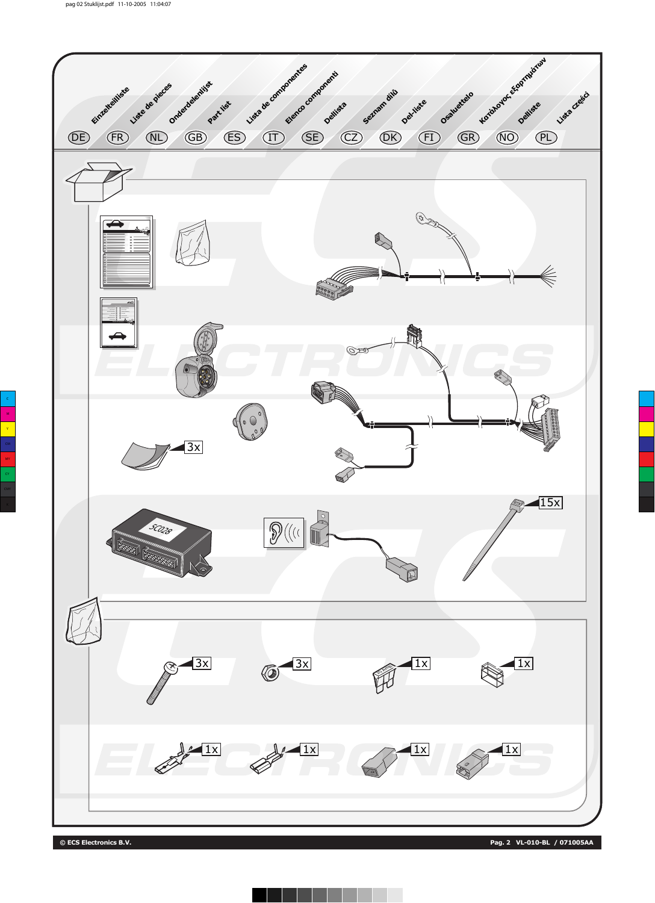| DE | FR | NL | GB | ES | IT | SE | CZ | DK | FI | GR | NO | PL |
|---|---|---|---|---|---|---|---|---|---|---|---|---|
| Einzelteilliste | Liste de pieces | Onderdelenlijst | Part list | Lista de componentes | Elenco componenti | Dellista | Seznam dílů | Del-liste | Osaluettelo | Κατάλογος εξαρτημάτων | Delliste | Lista części |

3x

5C028

15x

3x

3x

1x

1x

1x

1x

1x

1x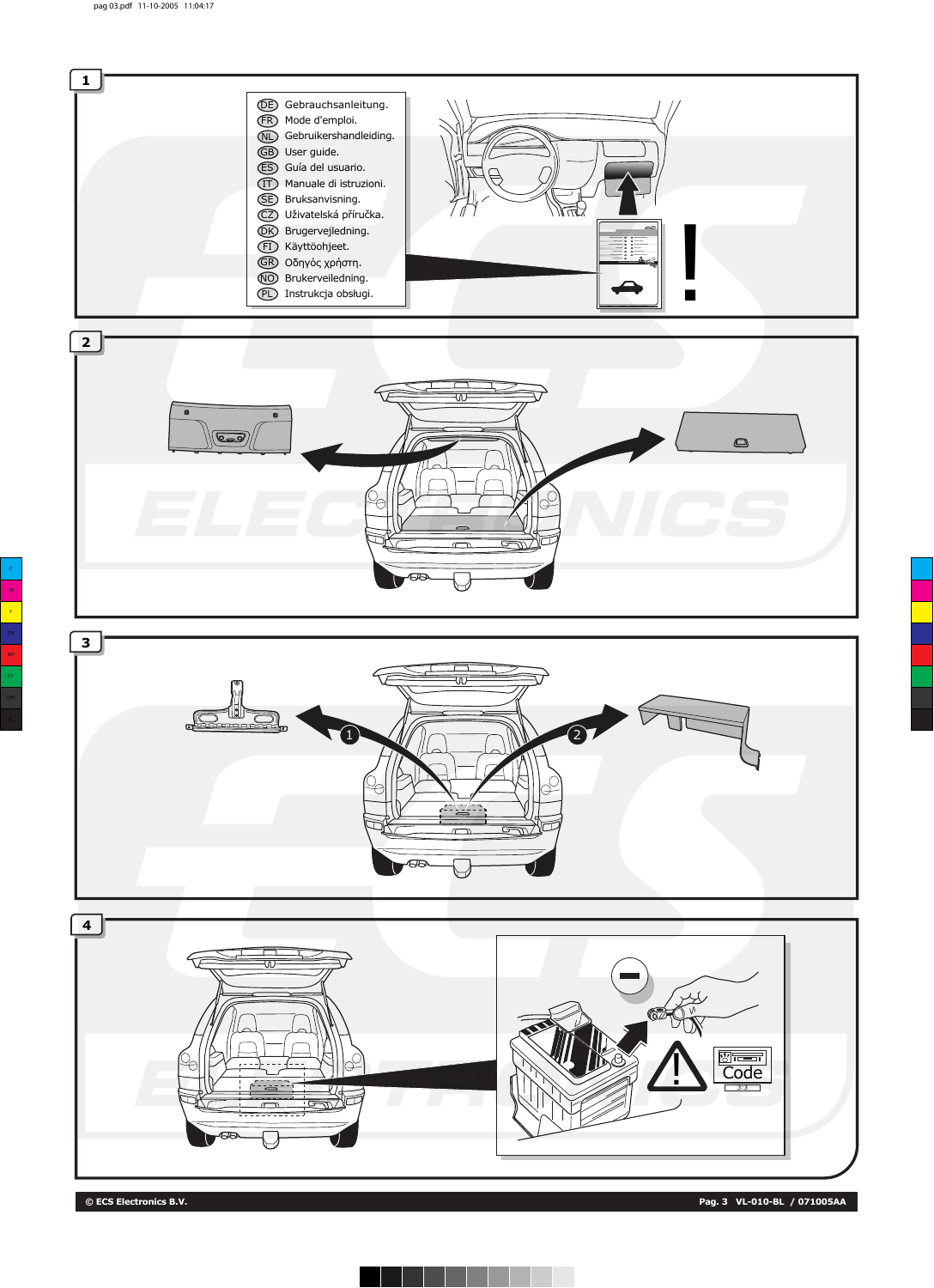**1**

DE Gebrauchsanleitung.
FR Mode d'emploi.
NL Gebruikershandleiding.
GB User guide.
ES Guía del usuario.
IT Manuale di istruzioni.
SE Bruksanvisning.
CZ Uživatelská příručka.
DK Brugervejledning.
FI Käyttöohjeet.
GR Οδηγός χρήστη.
NO Brukerveiledning.
PL Instrukcja obsługi.

!

**2**

**3**

1

2

**4**

Code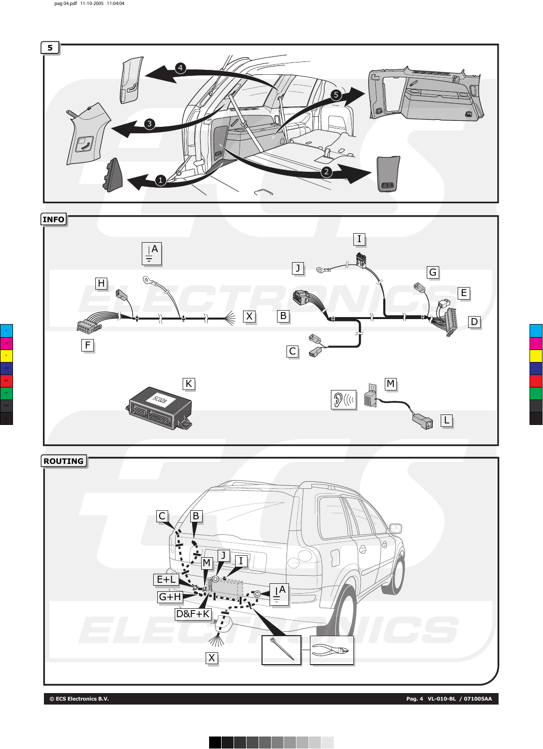## 5

## INFO

## ROUTING

© ECS Electronics B.V.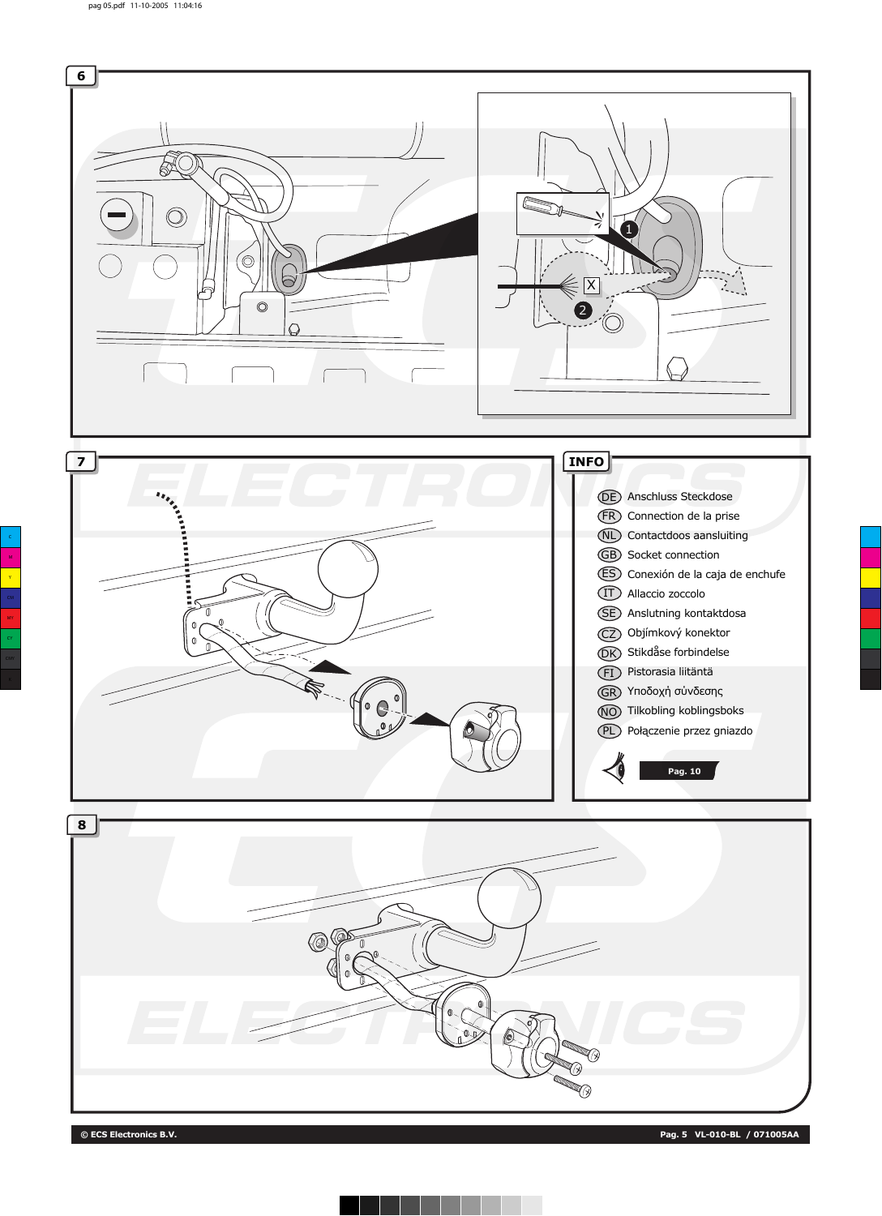6

7

## INFO

- DE Anschluss Steckdose
- FR Connection de la prise
- NL Contactdoos aansluiting
- GB Socket connection
- ES Conexión de la caja de enchufe
- IT Allaccio zoccolo
- SE Anslutning kontaktdosa
- CZ Objímkový konektor
- DK Stikdåse forbindelse
- FI Pistorasia liitäntä
- GR Υποδοχή σύνδεσης
- NO Tilkobling koblingsboks
- PL Połączenie przez gniazdo

Pag. 10

8

© ECS Electronics B.V.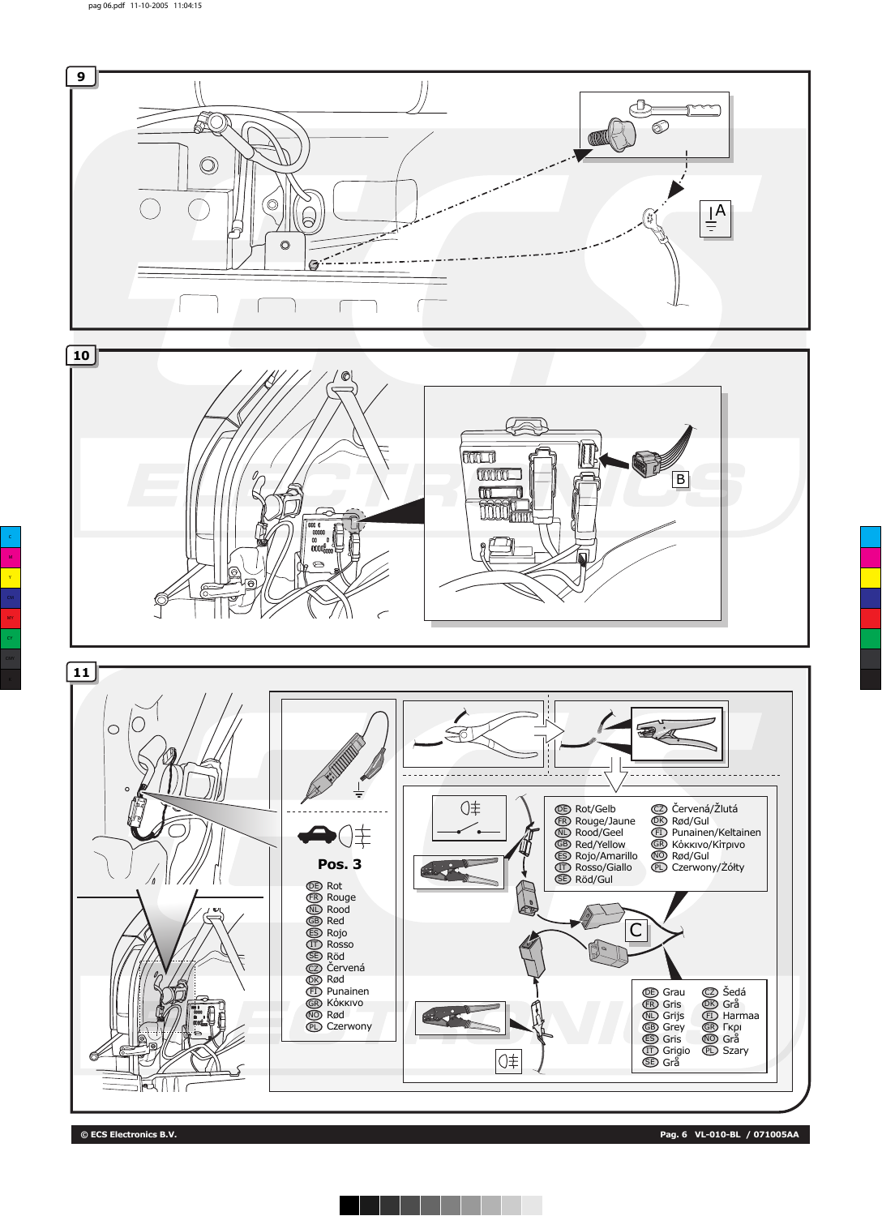## 9

A

## 10

B

## 11

**Pos. 3**

- DE Rot
- FR Rouge
- NL Rood
- GB Red
- ES Rojo
- IT Rosso
- SE Röd
- CZ Červená
- DK Rød
- FI Punainen
- GR Κόκκινο
- NO Rød
- PL Czerwony

| | |
|---|---|
| DE Rot/Gelb | CZ Červená/Žlutá |
| FR Rouge/Jaune | DK Rød/Gul |
| NL Rood/Geel | FI Punainen/Keltainen |
| GB Red/Yellow | GR Κόκκινο/Κίτρινο |
| ES Rojo/Amarillo | NO Rød/Gul |
| IT Rosso/Giallo | PL Czerwony/Żółty |
| SE Röd/Gul | |

C

| | |
|---|---|
| DE Grau | CZ Šedá |
| FR Gris | DK Grå |
| NL Grijs | FI Harmaa |
| GB Grey | GR Γκρι |
| ES Gris | NO Grå |
| IT Grigio | PL Szary |
| SE Grå | |

© ECS Electronics B.V.

Pag. 6 VL-010-BL / 071005AA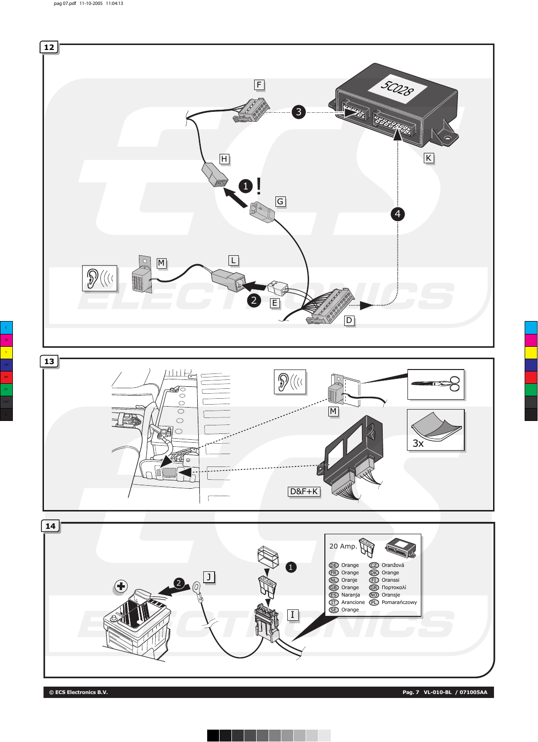12

F

5C028

3

H

1 !

G

K

4

M

L

2

E

D

13

M

3x

D&F+K

14

20 Amp.

1

2

J

I

| | | | |
|---|---|---|---|
| DE | Orange | CZ | Oranžová |
| FR | Orange | DK | Orange |
| NL | Oranje | FI | Oranssi |
| GB | Orange | GR | Πορτοκαλί |
| ES | Naranja | NO | Oransje |
| IT | Arancione | PL | Pomarańczowy |
| SE | Orange | | |

© ECS Electronics B.V.

VL-010-BL / 071005AA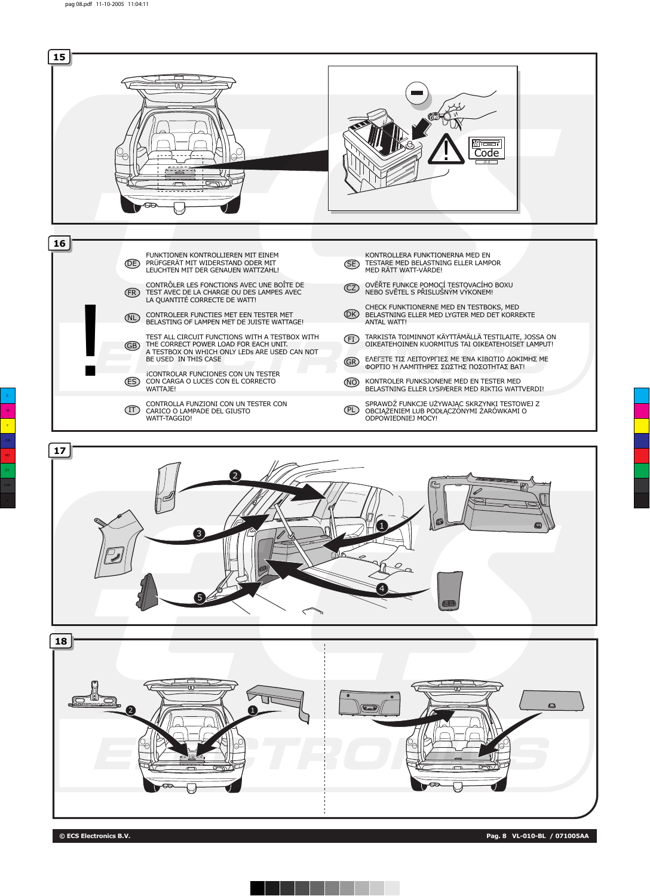## 15

Code

## 16

!

DE — FUNKTIONEN KONTROLLIEREN MIT EINEM PRÜFGERÄT MIT WIDERSTAND ODER MIT LEUCHTEN MIT DER GENAUEN WATTZAHL!

FR — CONTRÔLER LES FONCTIONS AVEC UNE BOÎTE DE TEST AVEC DE LA CHARGE OU DES LAMPES AVEC LA QUANTITÉ CORRECTE DE WATT!

NL — CONTROLEER FUNCTIES MET EEN TESTER MET BELASTING OF LAMPEN MET DE JUISTE WATTAGE!

GB — TEST ALL CIRCUIT FUNCTIONS WITH A TESTBOX WITH THE CORRECT POWER LOAD FOR EACH UNIT. A TESTBOX ON WHICH ONLY LEDs ARE USED CAN NOT BE USED IN THIS CASE

ES — ¡CONTROLAR FUNCIONES CON UN TESTER CON CARGA O LUCES CON EL CORRECTO WATTAJE!

IT — CONTROLLA FUNZIONI CON UN TESTER CON CARICO O LAMPADE DEL GIUSTO WATT-TAGGIO!

SE — KONTROLLERA FUNKTIONERNA MED EN TESTARE MED BELASTNING ELLER LAMPOR MED RÄTT WATT-VÄRDE!

CZ — OVĚŘTE FUNKCE POMOCÍ TESTOVACÍHO BOXU NEBO SVĚTEL S PŘÍSLUŠNÝM VÝKONEM!

DK — CHECK FUNKTIONERNE MED EN TESTBOKS, MED BELASTNING ELLER MED LYGTER MED DET KORREKTE ANTAL WATT!

FI — TARKISTA TOIMINNOT KÄYTTÄMÄLLÄ TESTILAITE, JOSSA ON OIKEATEHOINEN KUORMITUS TAI OIKEATEHOISET LAMPUT!

GR — ΕΛΕΓΞΤΕ ΤΙΣ ΛΕΙΤΟΥΡΓΙΕΣ ΜΕ ΈΝΑ ΚΙΒΩΤΙΟ ΔΟΚΙΜΗΣ ΜΕ ΦΟΡΤΙΟ Ή ΛΑΜΠΤΗΡΕΣ ΣΩΣΤΗΣ ΠΟΣΟΤΗΤΑΣ ΒΑΤ!

NO — KONTROLER FUNKSJONENE MED EN TESTER MED BELASTNING ELLER LYSPÆRER MED RIKTIG WATTVERDI!

PL — SPRAWDŹ FUNKCJE UŻYWAJĄC SKRZYNKI TESTOWEJ Z OBCIĄŻENIEM LUB PODŁĄCZONYMI ŻARÓWKAMI O ODPOWIEDNIEJ MOCY!

## 17

## 18

© ECS Electronics B.V. — Pag. 8 VL-010-BL / 071005AA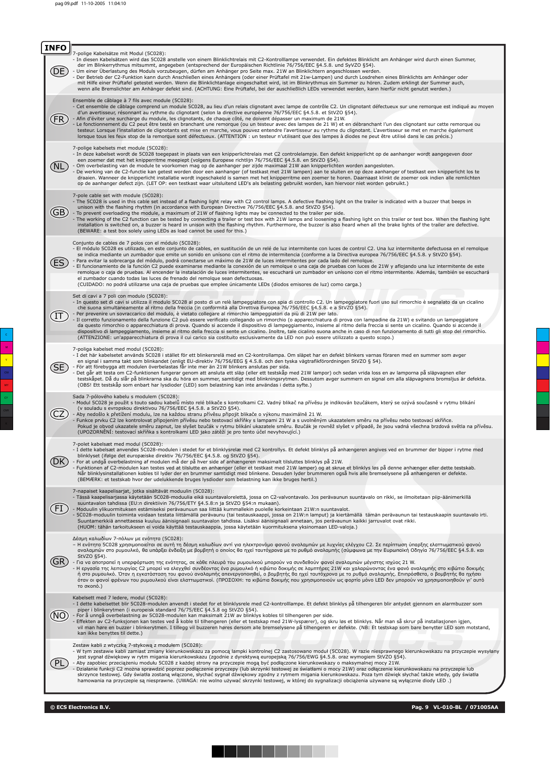**INFO**

**DE**

7-polige Kabelsätze mit Modul (5C028):
- In diesen Kabelsätzen wird das 5C028 anstelle von einem Blinklichtrelais mit C2-Kontrolllampe verwendet. Ein defektes Blinklicht am Anhänger wird durch einen Summer, der im Blinkerrythmus mitsummt, angegeben (entsprechend der Europäischen Richtlinie 76/756/EEC §4.5.8. und StVZO §54).
- Um einer Überlastung des Moduls vorzubeugen, dürfen am Anhänger pro Seite max. 21W an Blinklichtern angeschlossen werden.
- Der Betrieb der C2-Funktion kann durch Anschließen eines Anhängers (oder einer Prüftafel mit 21w-Lampen) und durch Losdrehen eines Blinklichts am Anhänger oder mit Hilfe einer Prüftafel getestet werden. Wenn die Blinklichtanlage eingeschaltet wird, ist im Blinkrythmus ein Summer zu hören. Zudem erklingt der Summer auch, wenn alle Bremslichter am Anhänger defekt sind. (ACHTUNG: Eine Prüftafel, bei der auschließlich LEDs verwendet werden, kann hierfür nicht genutzt werden.)

**FR**

Ensemble de câblage à 7 fils avec module (5C028):
- Cet ensemble de câblage comprend un module 5C028, au lieu d'un relais clignotant avec lampe de contrôle C2. Un clignotant défectueux sur une remorque est indiqué au moyen d'un avertisseur, résonnant au rythme du clignotant (selon la directive européenne 76/756/EEC §4.5.8. et StVZO §54).
- Afin d'éviter une surcharge du module, les clignotants, de chaque côté, ne doivent dépasser un maximum de 21W.
- Le fonctionnement du C2 peut être testé en branchant une remorque (ou un testeur avec des lampes de 21 W) et en débranchant l'un des clignotant sur cette remorque ou testeur. Lorsque l'installation de clignotants est mise en marche, vous pouvez entendre l'avertisseur au rythme du clignotant. L'avertisseur se met en marche également lorsque tous les feux stop de la remorque sont défectueux. (ATTENTION : un testeur n'utilisant que des lampes à diodes ne peut être utilisé dans le cas précis.)

**NL**

7-polige kabelsets met module (5C028):
- In deze kabelset wordt de 5C028 toegepast in plaats van een knipperlichtrelais met C2 controlelampje. Een defekt knipperlicht op de aanhanger wordt aangegeven door een zoemer dat met het knipperritme meepiept (volgens Europese richtlijn 76/756/EEC §4.5.8. en StVZO §54).
- Om overbelasting van de module te voorkomen mag op de aanhanger per zijde maximaal 21W aan knipperlichten worden aangesloten.
- De werking van de C2-functie kan getest worden door een aanhanger (of testkast met 21W lampen) aan te sluiten en op deze aanhanger of testkast een knipperlicht los te draaien. Wanneer de knipperlicht installatie wordt ingeschakeld is samen met het knipperritme een zoemer te horen. Daarnaast klinkt de zoemer ook indien alle remlichten op de aanhanger defect zijn. (LET OP: een testkast waar uitsluitend LED's als belasting gebruikt worden, kan hiervoor niet worden gebruikt.)

**GB**

7-pole cable set with module (5C028):
- The 5C028 is used in this cable set instead of a flashing light relay with C2 control lamps. A defective flashing light on the trailer is indicated with a buzzer that beeps in unison with the flashing rhythm (in accordance with European Directive 76/756/EEC §4.5.8. and StVZO §54).
- To prevent overloading the module, a maximum of 21W of flashing lights may be connected to the trailer per side.
- The working of the C2 function can be tested by connecting a trailer or test box with 21W lamps and loosening a flashing light on this trailer or test box. When the flashing light installation is switched on, a buzzer is heard in unison with the flashing rhythm. Furthermore, the buzzer is also heard when all the brake lights of the trailer are defective. (BEWARE: a test box solely using LEDs as load cannot be used for this.)

**ES**

Conjunto de cables de 7 polos con el módulo (5C028):
- El módulo 5C028 es utilizado, en este conjunto de cables, en sustitución de un relé de luz intermitente con luces de control C2. Una luz intermitente defectuosa en el remolque se indica mediante un zumbador que emite un sonido en unísono con el ritmo de intermitencia (conforme a la Directiva europea 76/756/EEC §4.5.8. y StVZO §54).
- Para evitar la sobrecarga del módulo, podrá conectarse un máximo de 21W de luces intermitentes por cada lado del remolque.
- El funcionamiento de la función C2 puede examinarse mediante la conexión de un remolque o una caja de pruebas con luces de 21W y aflojando una luz intermitente de este remolque o caja de pruebas. Al encender la instalación de luces intermitentes, se escuchará un zumbador en unísono con el ritmo intermitente. Además, también se escuchará el zumbador cuando todas las luces de frenado del remolque sean defectuosas.
(CUIDADO: no podrá utilizarse una caja de pruebas que emplee únicamente LEDs (diodos emisores de luz) como carga.)

**IT**

Set di cavi a 7 poli con modulo (5C028):
- In questo set di cavi si utilizza il modulo 5C028 al posto di un relè lampeggiatore con spia di controllo C2. Un lampeggiatore fuori uso sul rimorchio è segnalato da un cicalino che suona simultaneamente al ritmo della freccia (in conformità alla Direttiva Europea 76/756/EEC §4.5.8. e a StVZO §54).
- Per prevenire un sovraccarico del modulo, è vietato collegare al rimorchio lampeggiatori da più di 21W per lato.
- Il corretto funzionamento della funzione C2 può essere verificato collegando un rimorchio (o apparecchiatura di prova con lampadine da 21W) e svitando un lampeggiatore da questo rimorchio o apparecchiatura di prova. Quando si accende il dispositivo di lampeggiamento, insieme al ritmo della freccia si sente un cicalino. Quando si accende il dispositivo di lampeggiamento, insieme al ritmo della freccia si sente un cicalino. Inoltre, tale cicalino suona anche in caso di non funzionamento di tutti gli stop del rimorchio. (ATTENZIONE: un'apparecchiatura di prova il cui carico sia costituito esclusivamente da LED non può essere utilizzato a questo scopo.)

**SE**

7-poliga kabelset med modul (5C028):
- I det här kabelsetet används 5C028 i stället för ett blinkersrelä med en C2-kontrollampa. Om släpet har en defekt blinkers varnas föraren med en summer som avger en signal i samma takt som blinkandet (enligt EU-direktiv 76/756/EEG § 4.5.8. och den tyska vägtrafikförordningen StVZO § 54).
- För att förebygga att modulen överbelastas får inte mer än 21W blinkers anslutas per sida.
- Det går att testa om C2-funktionen fungerar genom att ansluta ett släp (eller ett testskåp med 21W lampor) och sedan vrida loss en av lamporna på släpvagnen eller testskåpet. Då du slår på blinkarna ska du höra en summer, samtidigt med blinkningsrytmen. Dessutom avger summern en signal om alla släpvagnens bromsljus är defekta. (OBS! Ett testskåp som enbart har lysdioder (LED) som belastning kan inte användas i detta syfte.)

**CZ**

Sada 7-pólového kabelu s modulem (5C028):
- Modul 5C028 je použit s touto sadou kabelů místo relé blikače s kontrolkami C2. Vadný blikač na přívěsu je indikován bzučákem, který se ozývá současně v rytmu blikání (v souladu s evropskou direktivou 76/756/EEC §4.5.8. a StVZO §54).
- Aby nedošlo k přetížení modulu, lze na každou stranu přívěsu připojit blikače o výkonu maximálně 21 W.
- Funkce prvku C2 lze kontrolovat připojením přívěsu nebo testovací skříňky s lampami 21 W a s uvolněným ukazatelem směru na přívěsu nebo testovací skříňce. Pokud je obvod ukazatele směru zapnut, lze slyšet bzučák v rytmu blikání ukazatele směru. Bzučák je rovněž slyšet v případě, že jsou vadná všechna brzdová světla na přívěsu. (UPOZORNĚNÍ: testovací skříňka s kontrolkami LED jako zátěží je pro tento účel nevyhovující.)

**DK**

7-polet kabelsæt med modul (5C028):
- I dette kabelsæt anvendes 5C028-modulen i stedet for et blinklysrelæ med C2 kontrollys. Et defekt blinklys på anhængeren angives ved en brummer der bipper i rytme med blinklyset (ifølge det europæiske direktiv 76/756/EEC §4.5.8. og StVZO §54).
- For at undgå overbelastning af modulen må der på hver side af anhængeren maksimalt tilsluttes blinklys på 21W.
- Funktionen af C2-modulen kan testes ved at tilslutte en anhænger (eller et testkast med 21W lamper) og at skrue et blinklys løs på denne anhænger eller dette testskab. Når blinklysinstallationen kobles til lyder der en brummer samtidigt med blinkene. Desuden lyder brummeren også hvis alle bremselysene på anhængeren er defekte. (BEMÆRK: et testskab hvor der udelukkende bruges lysdioder som belastning kan ikke bruges hertil.)

**FI**

7-napaiset kaapelisarjat, jotka sisältävät moduulin (5C028):
- Tässä kaapelisarjassa käytetään 5C028-moduulia eikä suuntavalorelettä, jossa on C2-valvontavalo. Jos perävaunun suuntavalo on rikki, se ilmoitetaan piip-äänimerkillä suuntavalon tahdissa (EU:n direktiivin 76/756/ETY §4.5.8:n ja StVZO §54:n mukaan).
- Moduulin ylikuormituksen estämiseksi perävaunuun saa liittää kummallekin puolelle korkeintaan 21W:n suuntavalot.
- 5C028-moduulin toiminta voidaan testata liittämällä perävaunu (tai testauskaappi, jossa on 21W:n lamput) ja kiertämällä tämän perävaunun tai testauskaapin suuntavalo irti. Suuntamerkkiä annettaessa kuuluu äänisignaali suuntavalon tahdissa. Lisäksi äänisignaali annetaan, jos perävaunun kaikki jarruvalot ovat rikki. (HUOM: tähän tarkoitukseen ei voida käyttää testauskaappia, jossa käytetään kuormituksena yksinomaan LED-valoja.)

**GR**

Δέσμη καλωδίων 7-πόλων με ενότητα (5C028):
- Η ενότητα 5C028 χρησιμοποιείται σε αυτή τη δέσμη καλωδίων αντί για ηλεκτρονόμο φανού αναλαμπών με λυχνίες ελέγχου C2. Σε περίπτωση ύπαρξης ελαττωματικού φανού αναλαμπών στο ρυμουλκό, θα υπάρξει ένδειξη με βομβητή ο οποίος θα ηχεί ταυτόχρονα με το ρυθμό αναλαμπής (σύμφωνα με την Ευρωπαϊκή Οδηγία 76/756/EEC §4.5.8. και StVZO §54).
- Για να αποτραπεί η υπερφόρτωση της ενότητας, σε κάθε πλευρά του ρυμουλκού μπορούν να συνδεθούν φανοί αναλαμπών μέγιστης ισχύος 21 W.
- Η εργασία της λειτουργίας C2 μπορεί να ελεγχθεί συνδέοντας ένα ρυμουλκό ή κιβώτιο δοκιμής σε λαμπτήρες 21W και χαλαρώνοντας ένα φανό αναλαμπής στο κιβώτιο δοκιμής ή στο ρυμουλκό. Όταν η εγκατάσταση του φανού αναλαμπής απενεργοποιηθεί, ο βομβητής θα ηχεί ταυτόχρονα με το ρυθμό αναλαμπής. Επιπρόσθετα, ο βομβητής θα ηχήσει όταν οι φανοί φρένων του ρυμουλκού είναι ελαττωματικοί. (ΠΡΟΣΟΧΗ: τα κιβώτια δοκιμής που χρησιμοποιούν ως φορτίο μόνο LED δεν μπορούν να χρησιμοποιηθούν γι' αυτό το σκοπό.)

**NO**

Kabelsett med 7 ledere, modul (5C028):
- I dette kabelsettet blir 5C028-modulen anvendt i stedet for et blinklysrele med C2-kontrolllampe. Et defekt blinklys på tilhengeren blir antydet gjennom en alarmbuzzer som piper i blinkerytmen (i europeisk standard 76/75/EEC §4.5.8 og StVZO §54).
- For å unngå overbelastning av 5C028-modulen kan maksimalt 21W av blinklys kobles til tilhengeren per side.
- Effekten av C2-funksjonen kan testes ved å koble til tilhengeren (eller et testskap med 21W-lyspærer), og skru løs et blinklys. Når man så skrur på installasjonen igjen, vil man høre en buzzer i blinkerytmen. I tillegg vil buzzeren høres dersom alle bremselysene på tilhengeren er defekte. (NB: Et testskap som bare benytter LED som motstand, kan ikke benyttes til dette.)

**PL**

Zestaw kabli z wtyczką 7-stykową z modułem (5C028):
- W tym zestawie kabli zamiast zmiany kierunkowskazu za pomocą lampki kontrolnej C2 zastosowano moduł (5C028). W razie niesprawnego kierunkowskazu na przyczepie wysyłany jest sygnał dźwiękowy w rytm migania kierunkowskazu (zgodnie z dyrektywą europejską 76/756/EWG §4.5.8. oraz wymogiem StVZO §54).
- Aby zapobiec przeciążeniu modułu 5C028 z każdej strony na przyczepie mogą być podłączone kierunkowskazy o maksymalnej mocy 21W.
- Działanie funkcji C2 można sprawdzić poprzez podłączenie przyczepy (lub skrzynki testowej ze światłami o mocy 21W) oraz odłączenie kierunkowskazu na przyczepie lub skrzynce testowej. Gdy światła zostaną włączone, słychać sygnał dźwiękowy zgodny z rytmem migania kierunkowskazu. Poza tym dźwięk słychać także wtedy, gdy światła hamowania na przyczepie są niesprawne. (UWAGA: nie wolno używać skrzynki testowej, w której do sygnalizacji obciążenia używane są wyłącznie diody LED .)

© ECS Electronics B.V.

VL-010-BL / 071005AA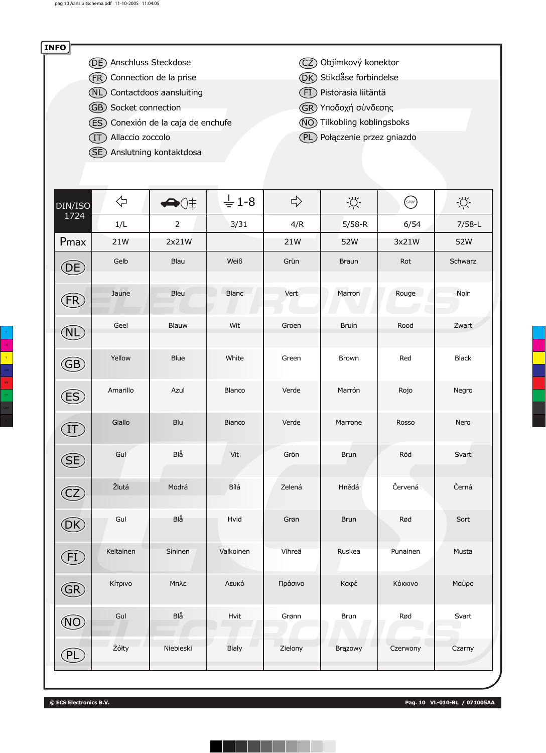**INFO**

(DE) Anschluss Steckdose
(FR) Connection de la prise
(NL) Contactdoos aansluiting
(GB) Socket connection
(ES) Conexión de la caja de enchufe
(IT) Allaccio zoccolo
(SE) Anslutning kontaktdosa
(CZ) Objímkový konektor
(DK) Stikdåse forbindelse
(FI) Pistorasia liitäntä
(GR) Υποδοχή σύνδεσης
(NO) Tilkobling koblingsboks
(PL) Połączenie przez gniazdo

| DIN/ISO 1724 | 1/L | 2 | 3/31 (1-8) | 4/R | 5/58-R | 6/54 (STOP) | 7/58-L |
|---|---|---|---|---|---|---|---|
| Pmax | 21W | 2x21W | | 21W | 52W | 3x21W | 52W |
| DE | Gelb | Blau | Weiß | Grün | Braun | Rot | Schwarz |
| FR | Jaune | Bleu | Blanc | Vert | Marron | Rouge | Noir |
| NL | Geel | Blauw | Wit | Groen | Bruin | Rood | Zwart |
| GB | Yellow | Blue | White | Green | Brown | Red | Black |
| ES | Amarillo | Azul | Blanco | Verde | Marrón | Rojo | Negro |
| IT | Giallo | Blu | Bianco | Verde | Marrone | Rosso | Nero |
| SE | Gul | Blå | Vit | Grön | Brun | Röd | Svart |
| CZ | Žlutá | Modrá | Bílá | Zelená | Hnědá | Červená | Černá |
| DK | Gul | Blå | Hvid | Grøn | Brun | Rød | Sort |
| FI | Keltainen | Sininen | Valkoinen | Vihreä | Ruskea | Punainen | Musta |
| GR | Κίτρινο | Μπλε | Λευκό | Πράσινο | Καφέ | Κόκκινο | Μαύρο |
| NO | Gul | Blå | Hvit | Grønn | Brun | Rød | Svart |
| PL | Żółty | Niebieski | Biały | Zielony | Brązowy | Czerwony | Czarny |

© ECS Electronics B.V.

VL-010-BL / 071005AA